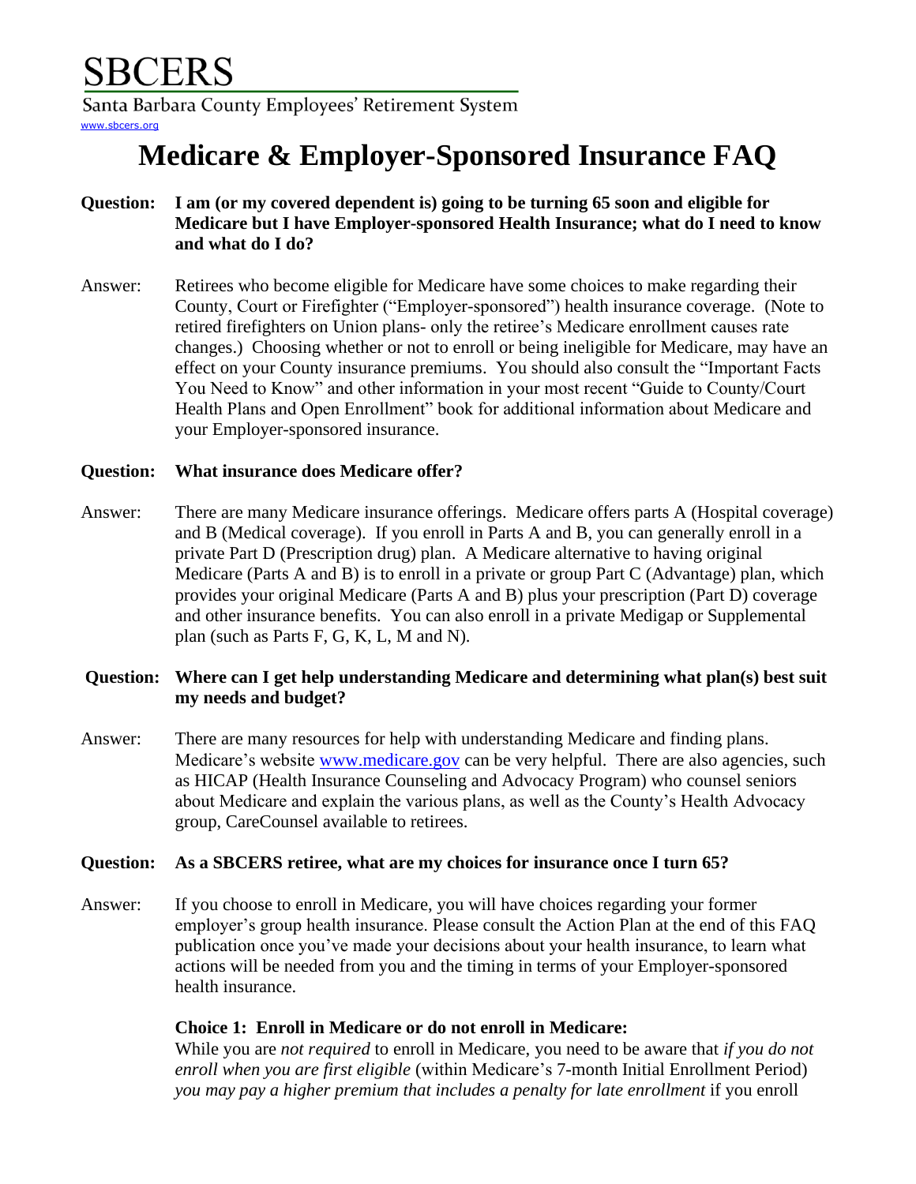# SBCERS

Santa Barbara County Employees' Retirement System

www.sbcers.org

# Medicare & Employer-Sponsored Insurance FAQ

**Question: I am (or my covered dependent is) going to be turning 65 soon and eligible for Medicare but I have Employer-sponsored Health Insurance; what do I need to know and what do I do?**

Answer: Retirees who become eligible for Medicare have some choices to make regarding their County, Court or Firefighter ("Employer-sponsored") health insurance coverage. (Note to retired firefighters on Union plans- only the retiree's Medicare enrollment causes rate changes.) Choosing whether or not to enroll or being ineligible for Medicare, may have an effect on your County insurance premiums. You should also consult the "Important Facts You Need to Know" and other information in your most recent "Guide to County/Court Health Plans and Open Enrollment" book for additional information about Medicare and your Employer-sponsored insurance.

**Question: What insurance does Medicare offer?**

Answer: There are many Medicare insurance offerings. Medicare offers parts A (Hospital coverage) and B (Medical coverage). If you enroll in Parts A and B, you can generally enroll in a private Part D (Prescription drug) plan. A Medicare alternative to having original Medicare (Parts A and B) is to enroll in a private or group Part C (Advantage) plan, which provides your original Medicare (Parts A and B) plus your prescription (Part D) coverage and other insurance benefits. You can also enroll in a private Medigap or Supplemental plan (such as Parts F, G, K, L, M and N).

**Question: Where can I get help understanding Medicare and determining what plan(s) best suit my needs and budget?**

Answer: There are many resources for help with understanding Medicare and finding plans. Medicare's website www.medicare.gov can be very helpful. There are also agencies, such as HICAP (Health Insurance Counseling and Advocacy Program) who counsel seniors about Medicare and explain the various plans, as well as the County's Health Advocacy group, CareCounsel available to retirees.

**Question: As a SBCERS retiree, what are my choices for insurance once I turn 65?**

Answer: If you choose to enroll in Medicare, you will have choices regarding your former employer's group health insurance. Please consult the Action Plan at the end of this FAQ publication once you've made your decisions about your health insurance, to learn what actions will be needed from you and the timing in terms of your Employer-sponsored health insurance.

**Choice 1: Enroll in Medicare or do not enroll in Medicare:**

While you are *not required* to enroll in Medicare, you need to be aware that *if you do not enroll when you are first eligible* (within Medicare's 7-month Initial Enrollment Period) *you may pay a higher premium that includes a penalty for late enrollment* if you enroll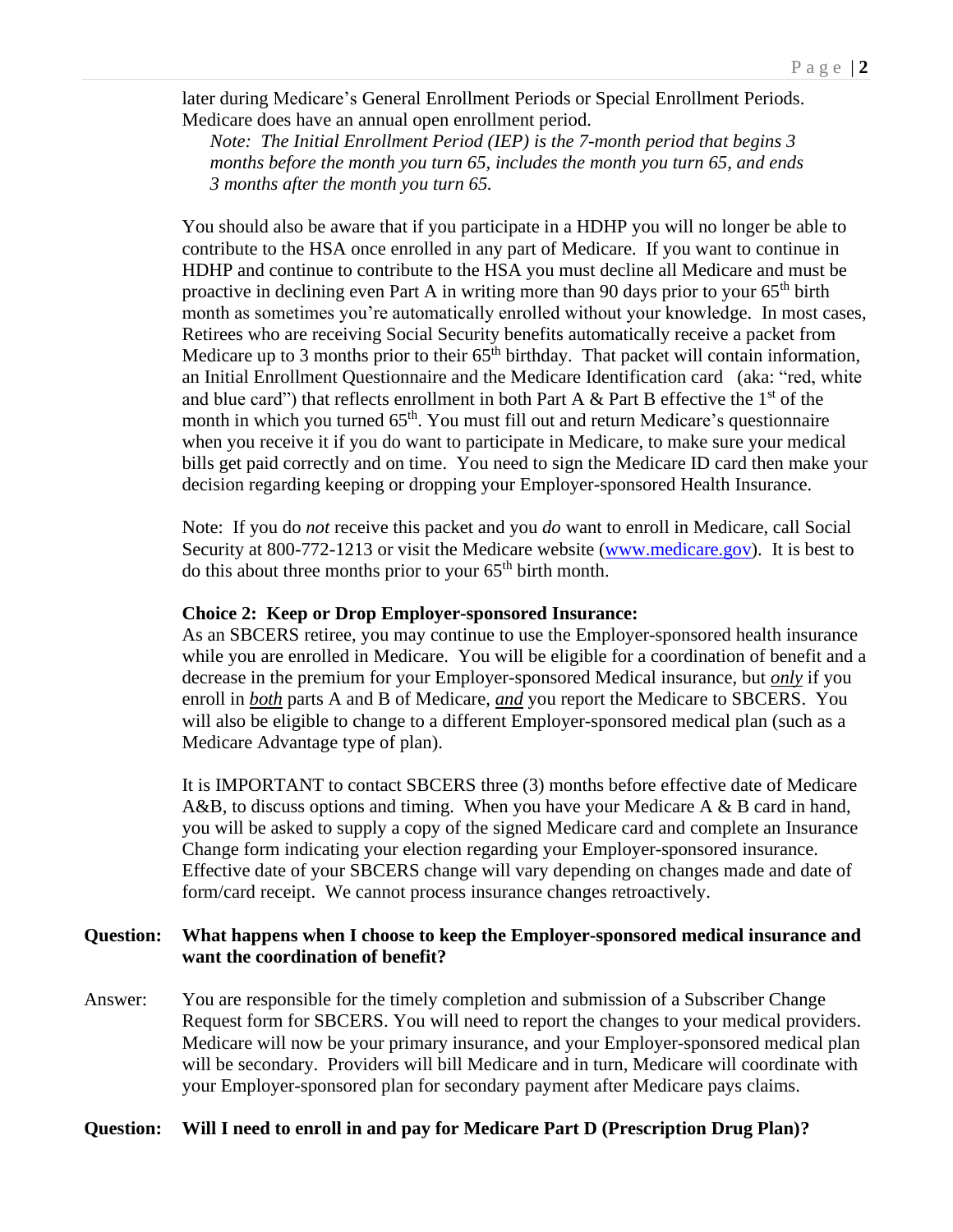later during Medicare's General Enrollment Periods or Special Enrollment Periods. Medicare does have an annual open enrollment period.

*Note: The Initial Enrollment Period (IEP) is the 7-month period that begins 3 months before the month you turn 65, includes the month you turn 65, and ends 3 months after the month you turn 65.*

You should also be aware that if you participate in a HDHP you will no longer be able to contribute to the HSA once enrolled in any part of Medicare. If you want to continue in HDHP and continue to contribute to the HSA you must decline all Medicare and must be proactive in declining even Part A in writing more than 90 days prior to your 65th birth month as sometimes you're automatically enrolled without your knowledge. In most cases, Retirees who are receiving Social Security benefits automatically receive a packet from Medicare up to 3 months prior to their 65th birthday. That packet will contain information, an Initial Enrollment Questionnaire and the Medicare Identification card (aka: "red, white and blue card") that reflects enrollment in both Part A & Part B effective the 1st of the month in which you turned 65th. You must fill out and return Medicare's questionnaire when you receive it if you do want to participate in Medicare, to make sure your medical bills get paid correctly and on time. You need to sign the Medicare ID card then make your decision regarding keeping or dropping your Employer-sponsored Health Insurance.

Note: If you do *not* receive this packet and you *do* want to enroll in Medicare, call Social Security at 800-772-1213 or visit the Medicare website (www.medicare.gov). It is best to do this about three months prior to your 65th birth month.

**Choice 2: Keep or Drop Employer-sponsored Insurance:**

As an SBCERS retiree, you may continue to use the Employer-sponsored health insurance while you are enrolled in Medicare. You will be eligible for a coordination of benefit and a decrease in the premium for your Employer-sponsored Medical insurance, but ***only*** if you enroll in ***both*** parts A and B of Medicare, ***and*** you report the Medicare to SBCERS. You will also be eligible to change to a different Employer-sponsored medical plan (such as a Medicare Advantage type of plan).

It is IMPORTANT to contact SBCERS three (3) months before effective date of Medicare A&B, to discuss options and timing. When you have your Medicare A & B card in hand, you will be asked to supply a copy of the signed Medicare card and complete an Insurance Change form indicating your election regarding your Employer-sponsored insurance. Effective date of your SBCERS change will vary depending on changes made and date of form/card receipt. We cannot process insurance changes retroactively.

**Question: What happens when I choose to keep the Employer-sponsored medical insurance and want the coordination of benefit?**

Answer: You are responsible for the timely completion and submission of a Subscriber Change Request form for SBCERS. You will need to report the changes to your medical providers. Medicare will now be your primary insurance, and your Employer-sponsored medical plan will be secondary. Providers will bill Medicare and in turn, Medicare will coordinate with your Employer-sponsored plan for secondary payment after Medicare pays claims.

**Question: Will I need to enroll in and pay for Medicare Part D (Prescription Drug Plan)?**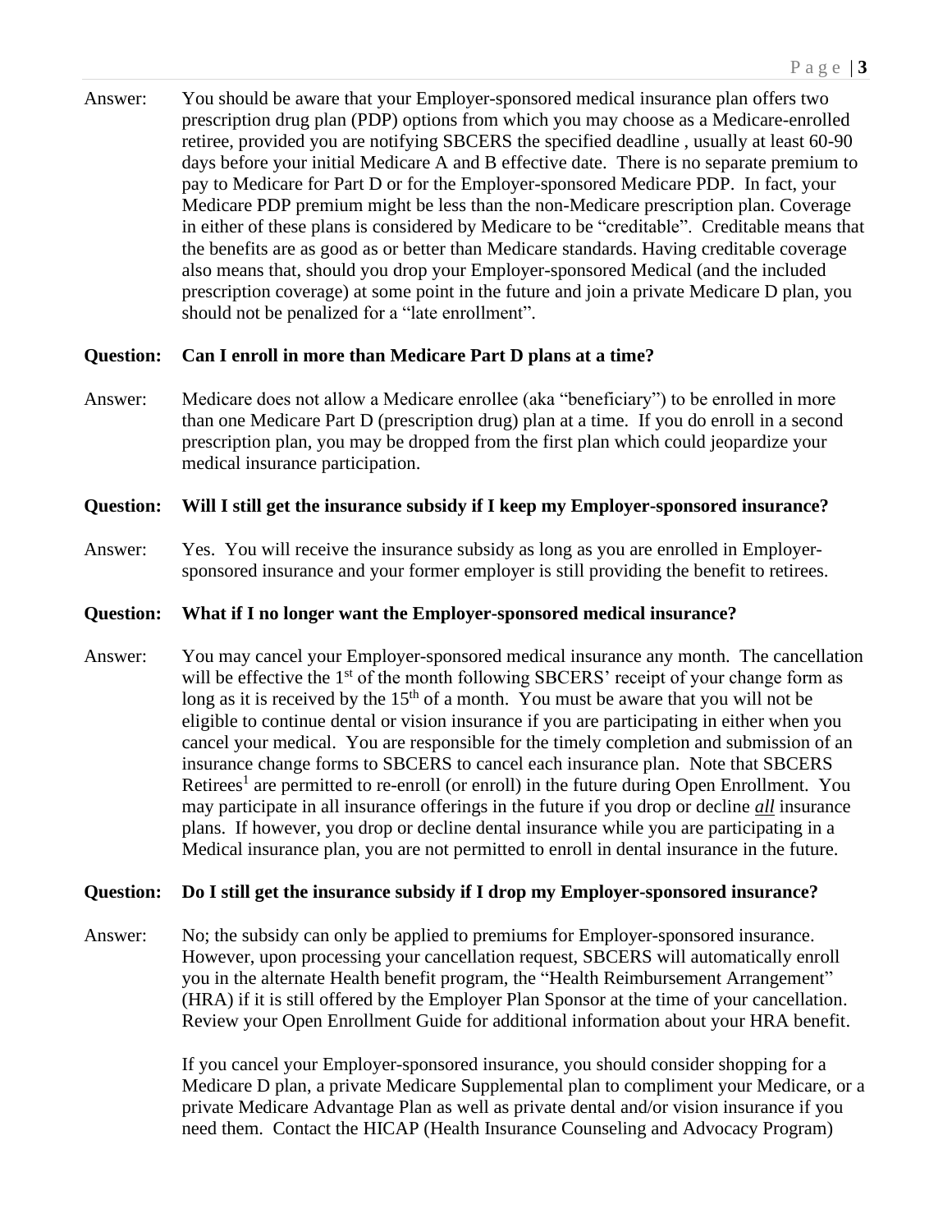Answer: You should be aware that your Employer-sponsored medical insurance plan offers two prescription drug plan (PDP) options from which you may choose as a Medicare-enrolled retiree, provided you are notifying SBCERS the specified deadline , usually at least 60-90 days before your initial Medicare A and B effective date. There is no separate premium to pay to Medicare for Part D or for the Employer-sponsored Medicare PDP. In fact, your Medicare PDP premium might be less than the non-Medicare prescription plan. Coverage in either of these plans is considered by Medicare to be "creditable". Creditable means that the benefits are as good as or better than Medicare standards. Having creditable coverage also means that, should you drop your Employer-sponsored Medical (and the included prescription coverage) at some point in the future and join a private Medicare D plan, you should not be penalized for a "late enrollment".

**Question: Can I enroll in more than Medicare Part D plans at a time?**

Answer: Medicare does not allow a Medicare enrollee (aka "beneficiary") to be enrolled in more than one Medicare Part D (prescription drug) plan at a time. If you do enroll in a second prescription plan, you may be dropped from the first plan which could jeopardize your medical insurance participation.

**Question: Will I still get the insurance subsidy if I keep my Employer-sponsored insurance?**

Answer: Yes. You will receive the insurance subsidy as long as you are enrolled in Employer-sponsored insurance and your former employer is still providing the benefit to retirees.

**Question: What if I no longer want the Employer-sponsored medical insurance?**

Answer: You may cancel your Employer-sponsored medical insurance any month. The cancellation will be effective the 1st of the month following SBCERS' receipt of your change form as long as it is received by the 15th of a month. You must be aware that you will not be eligible to continue dental or vision insurance if you are participating in either when you cancel your medical. You are responsible for the timely completion and submission of an insurance change forms to SBCERS to cancel each insurance plan. Note that SBCERS Retirees[1] are permitted to re-enroll (or enroll) in the future during Open Enrollment. You may participate in all insurance offerings in the future if you drop or decline ***all*** insurance plans. If however, you drop or decline dental insurance while you are participating in a Medical insurance plan, you are not permitted to enroll in dental insurance in the future.

**Question: Do I still get the insurance subsidy if I drop my Employer-sponsored insurance?**

Answer: No; the subsidy can only be applied to premiums for Employer-sponsored insurance. However, upon processing your cancellation request, SBCERS will automatically enroll you in the alternate Health benefit program, the "Health Reimbursement Arrangement" (HRA) if it is still offered by the Employer Plan Sponsor at the time of your cancellation. Review your Open Enrollment Guide for additional information about your HRA benefit.

If you cancel your Employer-sponsored insurance, you should consider shopping for a Medicare D plan, a private Medicare Supplemental plan to compliment your Medicare, or a private Medicare Advantage Plan as well as private dental and/or vision insurance if you need them. Contact the HICAP (Health Insurance Counseling and Advocacy Program)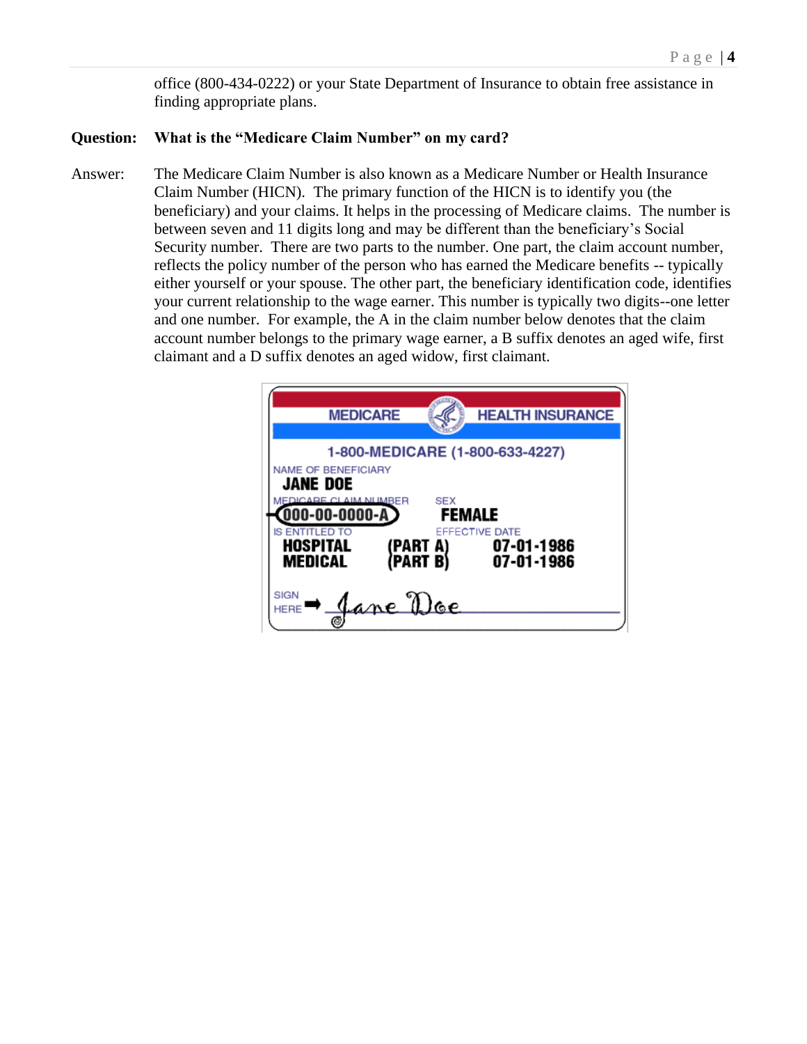office (800-434-0222) or your State Department of Insurance to obtain free assistance in finding appropriate plans.

**Question: What is the "Medicare Claim Number" on my card?**

Answer: The Medicare Claim Number is also known as a Medicare Number or Health Insurance Claim Number (HICN). The primary function of the HICN is to identify you (the beneficiary) and your claims. It helps in the processing of Medicare claims. The number is between seven and 11 digits long and may be different than the beneficiary's Social Security number. There are two parts to the number. One part, the claim account number, reflects the policy number of the person who has earned the Medicare benefits -- typically either yourself or your spouse. The other part, the beneficiary identification code, identifies your current relationship to the wage earner. This number is typically two digits--one letter and one number. For example, the A in the claim number below denotes that the claim account number belongs to the primary wage earner, a B suffix denotes an aged wife, first claimant and a D suffix denotes an aged widow, first claimant.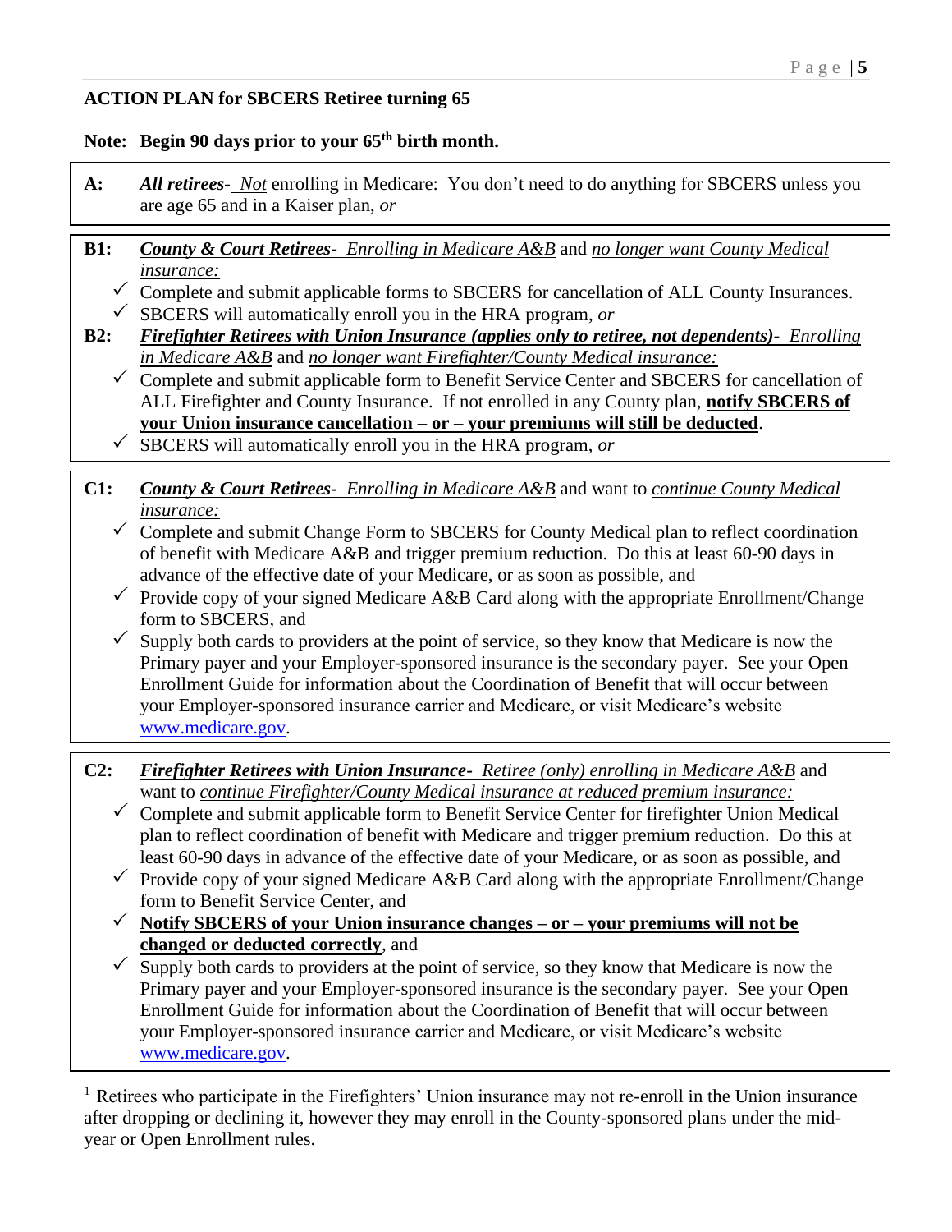**ACTION PLAN for SBCERS Retiree turning 65**

**Note: Begin 90 days prior to your 65th birth month.**

**A:** ***All retirees***- *Not* enrolling in Medicare: You don't need to do anything for SBCERS unless you are age 65 and in a Kaiser plan, *or*

---

**B1:** ***County & Court Retirees***- *Enrolling in Medicare A&B* and *no longer want County Medical insurance:*

- ✓ Complete and submit applicable forms to SBCERS for cancellation of ALL County Insurances.
- ✓ SBCERS will automatically enroll you in the HRA program, *or*

**B2:** ***Firefighter Retirees with Union Insurance (applies only to retiree, not dependents)***- *Enrolling in Medicare A&B* and *no longer want Firefighter/County Medical insurance:*

- ✓ Complete and submit applicable form to Benefit Service Center and SBCERS for cancellation of ALL Firefighter and County Insurance. If not enrolled in any County plan, **notify SBCERS of your Union insurance cancellation – or – your premiums will still be deducted**.
- ✓ SBCERS will automatically enroll you in the HRA program, *or*

---

**C1:** ***County & Court Retirees***- *Enrolling in Medicare A&B* and want to *continue County Medical insurance:*

- ✓ Complete and submit Change Form to SBCERS for County Medical plan to reflect coordination of benefit with Medicare A&B and trigger premium reduction. Do this at least 60-90 days in advance of the effective date of your Medicare, or as soon as possible, and
- ✓ Provide copy of your signed Medicare A&B Card along with the appropriate Enrollment/Change form to SBCERS, and
- ✓ Supply both cards to providers at the point of service, so they know that Medicare is now the Primary payer and your Employer-sponsored insurance is the secondary payer. See your Open Enrollment Guide for information about the Coordination of Benefit that will occur between your Employer-sponsored insurance carrier and Medicare, or visit Medicare's website www.medicare.gov.

---

**C2:** ***Firefighter Retirees with Union Insurance***- *Retiree (only) enrolling in Medicare A&B* and want to *continue Firefighter/County Medical insurance at reduced premium insurance:*

- ✓ Complete and submit applicable form to Benefit Service Center for firefighter Union Medical plan to reflect coordination of benefit with Medicare and trigger premium reduction. Do this at least 60-90 days in advance of the effective date of your Medicare, or as soon as possible, and
- ✓ Provide copy of your signed Medicare A&B Card along with the appropriate Enrollment/Change form to Benefit Service Center, and
- ✓ **Notify SBCERS of your Union insurance changes – or – your premiums will not be changed or deducted correctly**, and
- ✓ Supply both cards to providers at the point of service, so they know that Medicare is now the Primary payer and your Employer-sponsored insurance is the secondary payer. See your Open Enrollment Guide for information about the Coordination of Benefit that will occur between your Employer-sponsored insurance carrier and Medicare, or visit Medicare's website www.medicare.gov.

---

[1] Retirees who participate in the Firefighters' Union insurance may not re-enroll in the Union insurance after dropping or declining it, however they may enroll in the County-sponsored plans under the mid-year or Open Enrollment rules.